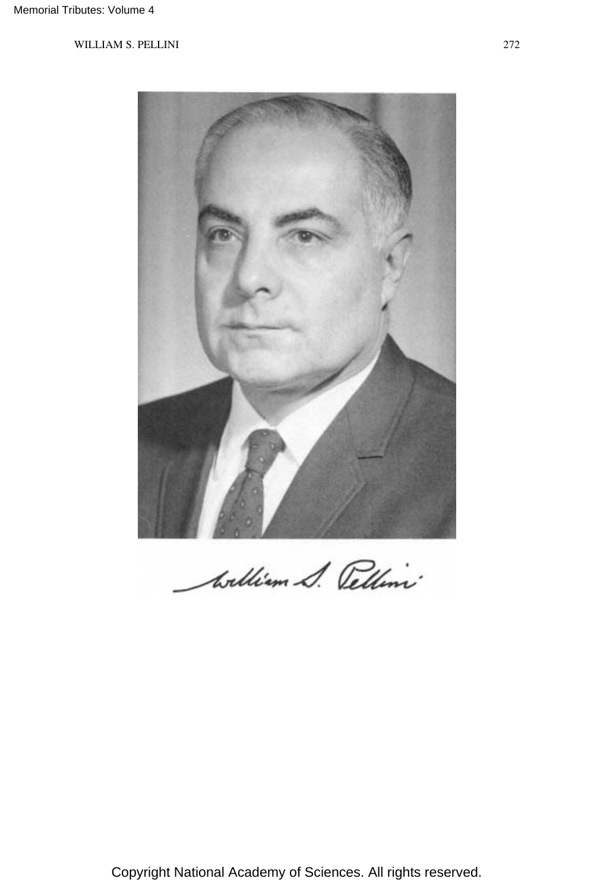William S. Pellini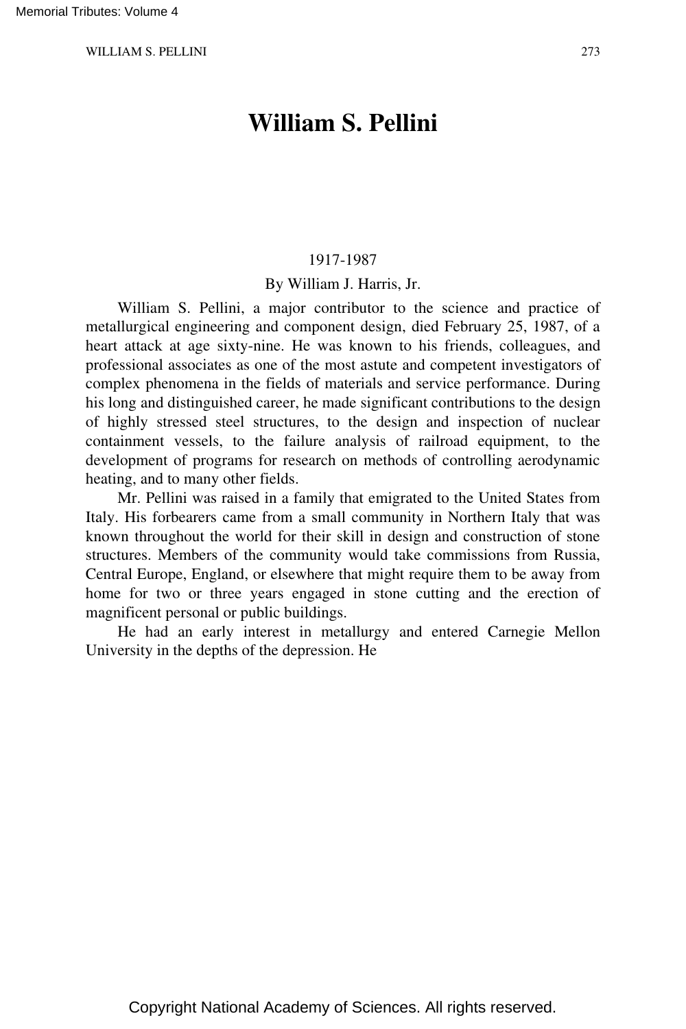# William S. Pellini

1917-1987

By William J. Harris, Jr.

William S. Pellini, a major contributor to the science and practice of metallurgical engineering and component design, died February 25, 1987, of a heart attack at age sixty-nine. He was known to his friends, colleagues, and professional associates as one of the most astute and competent investigators of complex phenomena in the fields of materials and service performance. During his long and distinguished career, he made significant contributions to the design of highly stressed steel structures, to the design and inspection of nuclear containment vessels, to the failure analysis of railroad equipment, to the development of programs for research on methods of controlling aerodynamic heating, and to many other fields.

Mr. Pellini was raised in a family that emigrated to the United States from Italy. His forbearers came from a small community in Northern Italy that was known throughout the world for their skill in design and construction of stone structures. Members of the community would take commissions from Russia, Central Europe, England, or elsewhere that might require them to be away from home for two or three years engaged in stone cutting and the erection of magnificent personal or public buildings.

He had an early interest in metallurgy and entered Carnegie Mellon University in the depths of the depression. He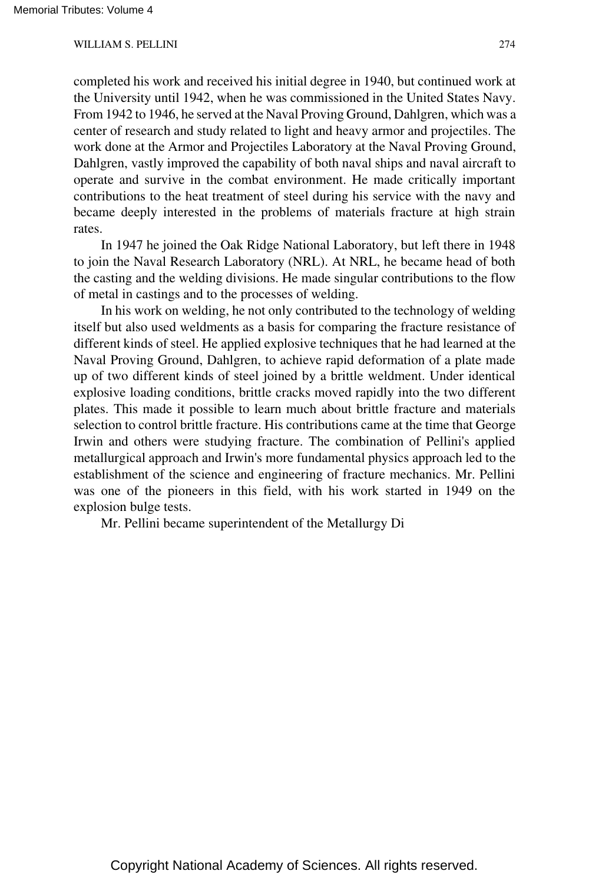completed his work and received his initial degree in 1940, but continued work at the University until 1942, when he was commissioned in the United States Navy. From 1942 to 1946, he served at the Naval Proving Ground, Dahlgren, which was a center of research and study related to light and heavy armor and projectiles. The work done at the Armor and Projectiles Laboratory at the Naval Proving Ground, Dahlgren, vastly improved the capability of both naval ships and naval aircraft to operate and survive in the combat environment. He made critically important contributions to the heat treatment of steel during his service with the navy and became deeply interested in the problems of materials fracture at high strain rates.

In 1947 he joined the Oak Ridge National Laboratory, but left there in 1948 to join the Naval Research Laboratory (NRL). At NRL, he became head of both the casting and the welding divisions. He made singular contributions to the flow of metal in castings and to the processes of welding.

In his work on welding, he not only contributed to the technology of welding itself but also used weldments as a basis for comparing the fracture resistance of different kinds of steel. He applied explosive techniques that he had learned at the Naval Proving Ground, Dahlgren, to achieve rapid deformation of a plate made up of two different kinds of steel joined by a brittle weldment. Under identical explosive loading conditions, brittle cracks moved rapidly into the two different plates. This made it possible to learn much about brittle fracture and materials selection to control brittle fracture. His contributions came at the time that George Irwin and others were studying fracture. The combination of Pellini's applied metallurgical approach and Irwin's more fundamental physics approach led to the establishment of the science and engineering of fracture mechanics. Mr. Pellini was one of the pioneers in this field, with his work started in 1949 on the explosion bulge tests.

Mr. Pellini became superintendent of the Metallurgy Di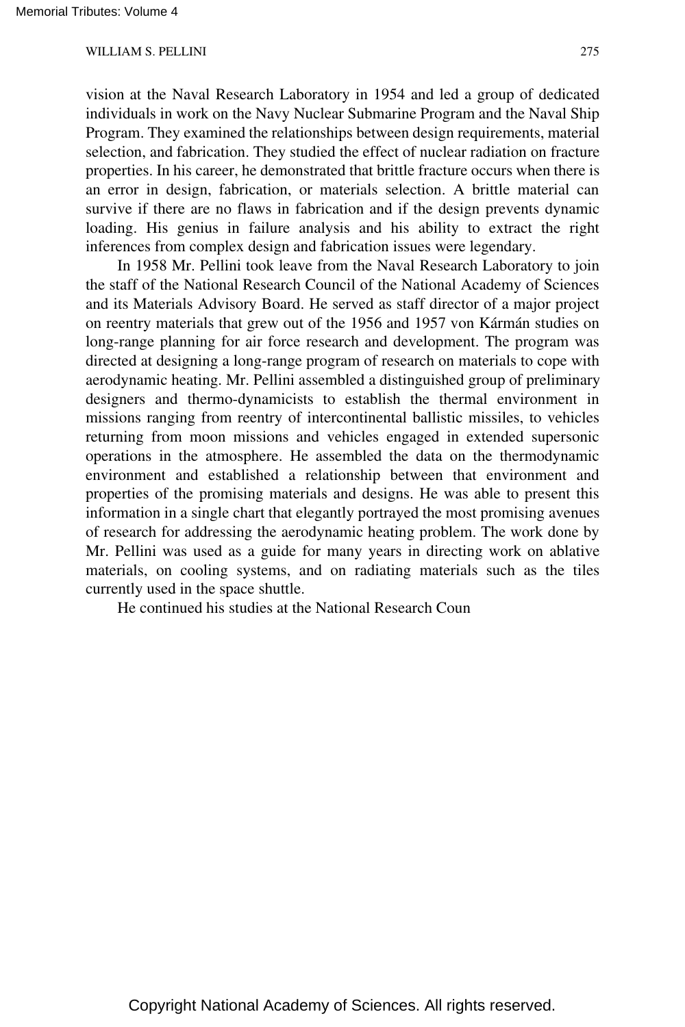vision at the Naval Research Laboratory in 1954 and led a group of dedicated individuals in work on the Navy Nuclear Submarine Program and the Naval Ship Program. They examined the relationships between design requirements, material selection, and fabrication. They studied the effect of nuclear radiation on fracture properties. In his career, he demonstrated that brittle fracture occurs when there is an error in design, fabrication, or materials selection. A brittle material can survive if there are no flaws in fabrication and if the design prevents dynamic loading. His genius in failure analysis and his ability to extract the right inferences from complex design and fabrication issues were legendary.

In 1958 Mr. Pellini took leave from the Naval Research Laboratory to join the staff of the National Research Council of the National Academy of Sciences and its Materials Advisory Board. He served as staff director of a major project on reentry materials that grew out of the 1956 and 1957 von Kármán studies on long-range planning for air force research and development. The program was directed at designing a long-range program of research on materials to cope with aerodynamic heating. Mr. Pellini assembled a distinguished group of preliminary designers and thermo-dynamicists to establish the thermal environment in missions ranging from reentry of intercontinental ballistic missiles, to vehicles returning from moon missions and vehicles engaged in extended supersonic operations in the atmosphere. He assembled the data on the thermodynamic environment and established a relationship between that environment and properties of the promising materials and designs. He was able to present this information in a single chart that elegantly portrayed the most promising avenues of research for addressing the aerodynamic heating problem. The work done by Mr. Pellini was used as a guide for many years in directing work on ablative materials, on cooling systems, and on radiating materials such as the tiles currently used in the space shuttle.

He continued his studies at the National Research Coun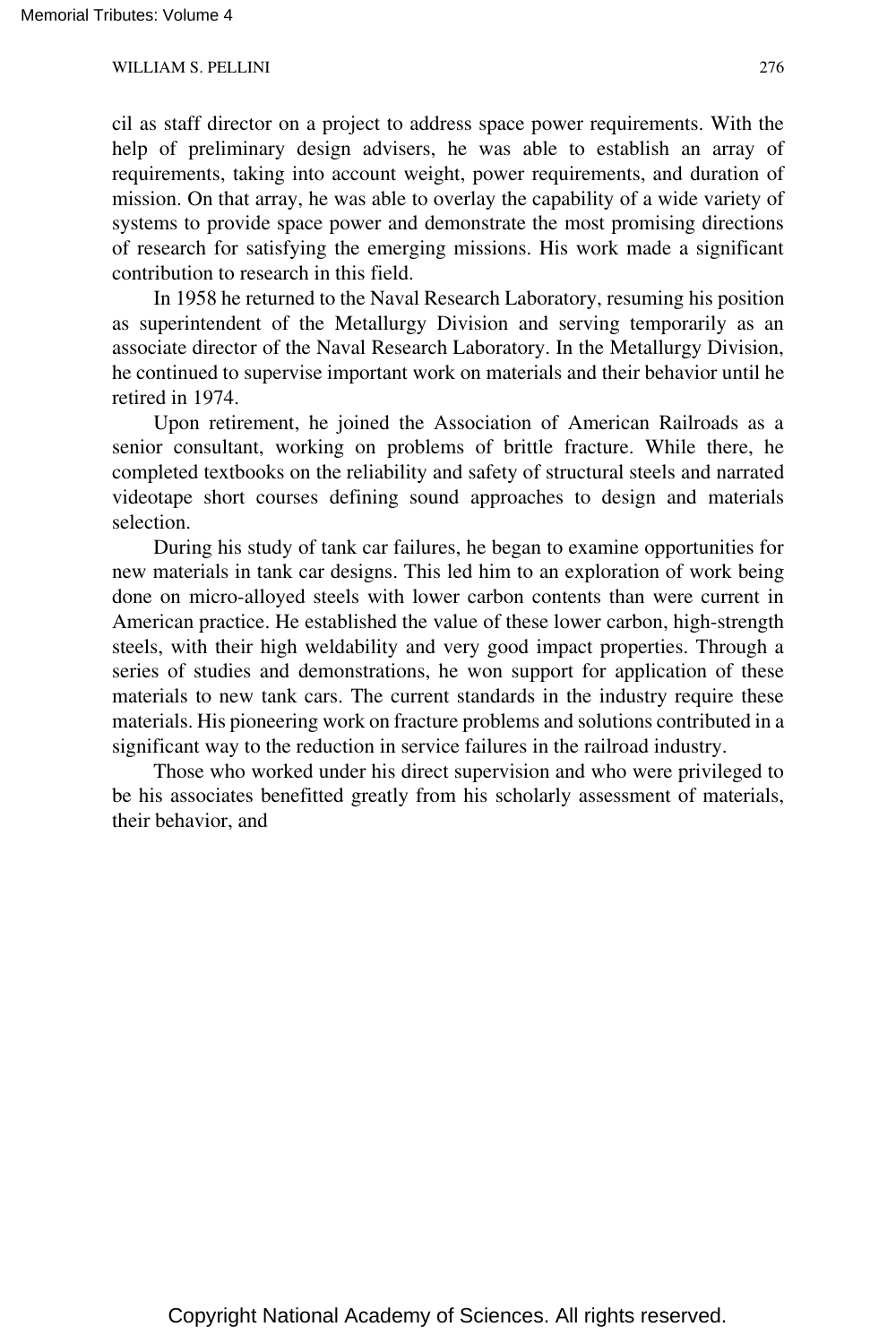cil as staff director on a project to address space power requirements. With the help of preliminary design advisers, he was able to establish an array of requirements, taking into account weight, power requirements, and duration of mission. On that array, he was able to overlay the capability of a wide variety of systems to provide space power and demonstrate the most promising directions of research for satisfying the emerging missions. His work made a significant contribution to research in this field.

In 1958 he returned to the Naval Research Laboratory, resuming his position as superintendent of the Metallurgy Division and serving temporarily as an associate director of the Naval Research Laboratory. In the Metallurgy Division, he continued to supervise important work on materials and their behavior until he retired in 1974.

Upon retirement, he joined the Association of American Railroads as a senior consultant, working on problems of brittle fracture. While there, he completed textbooks on the reliability and safety of structural steels and narrated videotape short courses defining sound approaches to design and materials selection.

During his study of tank car failures, he began to examine opportunities for new materials in tank car designs. This led him to an exploration of work being done on micro-alloyed steels with lower carbon contents than were current in American practice. He established the value of these lower carbon, high-strength steels, with their high weldability and very good impact properties. Through a series of studies and demonstrations, he won support for application of these materials to new tank cars. The current standards in the industry require these materials. His pioneering work on fracture problems and solutions contributed in a significant way to the reduction in service failures in the railroad industry.

Those who worked under his direct supervision and who were privileged to be his associates benefitted greatly from his scholarly assessment of materials, their behavior, and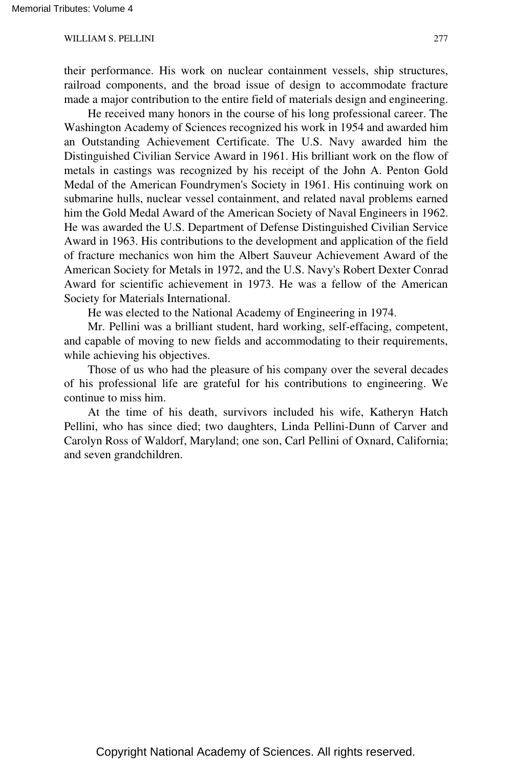their performance. His work on nuclear containment vessels, ship structures, railroad components, and the broad issue of design to accommodate fracture made a major contribution to the entire field of materials design and engineering.

He received many honors in the course of his long professional career. The Washington Academy of Sciences recognized his work in 1954 and awarded him an Outstanding Achievement Certificate. The U.S. Navy awarded him the Distinguished Civilian Service Award in 1961. His brilliant work on the flow of metals in castings was recognized by his receipt of the John A. Penton Gold Medal of the American Foundrymen's Society in 1961. His continuing work on submarine hulls, nuclear vessel containment, and related naval problems earned him the Gold Medal Award of the American Society of Naval Engineers in 1962. He was awarded the U.S. Department of Defense Distinguished Civilian Service Award in 1963. His contributions to the development and application of the field of fracture mechanics won him the Albert Sauveur Achievement Award of the American Society for Metals in 1972, and the U.S. Navy's Robert Dexter Conrad Award for scientific achievement in 1973. He was a fellow of the American Society for Materials International.

He was elected to the National Academy of Engineering in 1974.

Mr. Pellini was a brilliant student, hard working, self-effacing, competent, and capable of moving to new fields and accommodating to their requirements, while achieving his objectives.

Those of us who had the pleasure of his company over the several decades of his professional life are grateful for his contributions to engineering. We continue to miss him.

At the time of his death, survivors included his wife, Katheryn Hatch Pellini, who has since died; two daughters, Linda Pellini-Dunn of Carver and Carolyn Ross of Waldorf, Maryland; one son, Carl Pellini of Oxnard, California; and seven grandchildren.